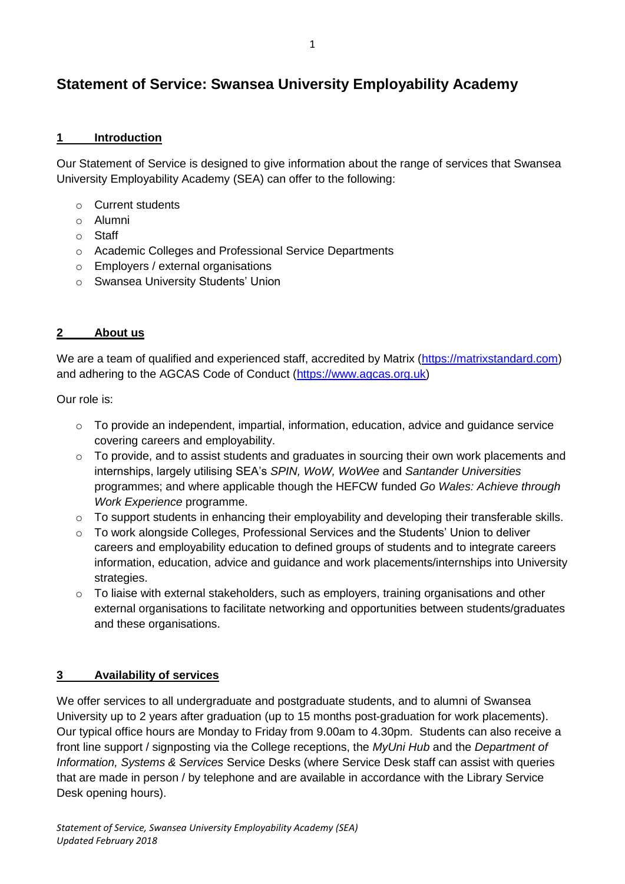# Statement of Service: Swansea University Employability Academy

## 1 Introduction

Our Statement of Service is designed to give information about the range of services that Swansea University Employability Academy (SEA) can offer to the following:

- Current students
- Alumni
- Staff
- Academic Colleges and Professional Service Departments
- Employers / external organisations
- Swansea University Students' Union

## 2 About us

We are a team of qualified and experienced staff, accredited by Matrix (https://matrixstandard.com) and adhering to the AGCAS Code of Conduct (https://www.agcas.org.uk)

Our role is:

- To provide an independent, impartial, information, education, advice and guidance service covering careers and employability.
- To provide, and to assist students and graduates in sourcing their own work placements and internships, largely utilising SEA's *SPIN, WoW, WoWee* and *Santander Universities* programmes; and where applicable though the HEFCW funded *Go Wales: Achieve through Work Experience* programme.
- To support students in enhancing their employability and developing their transferable skills.
- To work alongside Colleges, Professional Services and the Students' Union to deliver careers and employability education to defined groups of students and to integrate careers information, education, advice and guidance and work placements/internships into University strategies.
- To liaise with external stakeholders, such as employers, training organisations and other external organisations to facilitate networking and opportunities between students/graduates and these organisations.

## 3 Availability of services

We offer services to all undergraduate and postgraduate students, and to alumni of Swansea University up to 2 years after graduation (up to 15 months post-graduation for work placements). Our typical office hours are Monday to Friday from 9.00am to 4.30pm. Students can also receive a front line support / signposting via the College receptions, the *MyUni Hub* and the *Department of Information, Systems & Services* Service Desks (where Service Desk staff can assist with queries that are made in person / by telephone and are available in accordance with the Library Service Desk opening hours).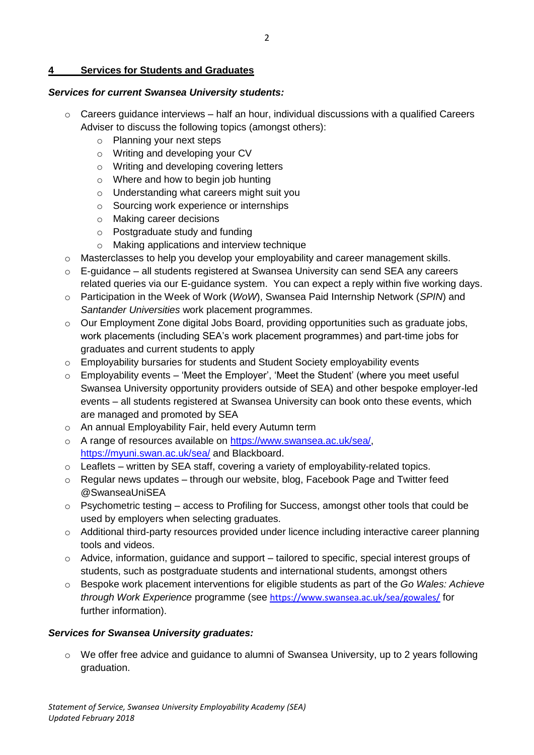## 4 Services for Students and Graduates

***Services for current Swansea University students:***

- Careers guidance interviews – half an hour, individual discussions with a qualified Careers Adviser to discuss the following topics (amongst others):
  - Planning your next steps
  - Writing and developing your CV
  - Writing and developing covering letters
  - Where and how to begin job hunting
  - Understanding what careers might suit you
  - Sourcing work experience or internships
  - Making career decisions
  - Postgraduate study and funding
  - Making applications and interview technique
- Masterclasses to help you develop your employability and career management skills.
- E-guidance – all students registered at Swansea University can send SEA any careers related queries via our E-guidance system. You can expect a reply within five working days.
- Participation in the Week of Work (*WoW*), Swansea Paid Internship Network (*SPIN*) and *Santander Universities* work placement programmes.
- Our Employment Zone digital Jobs Board, providing opportunities such as graduate jobs, work placements (including SEA's work placement programmes) and part-time jobs for graduates and current students to apply
- Employability bursaries for students and Student Society employability events
- Employability events – 'Meet the Employer', 'Meet the Student' (where you meet useful Swansea University opportunity providers outside of SEA) and other bespoke employer-led events – all students registered at Swansea University can book onto these events, which are managed and promoted by SEA
- An annual Employability Fair, held every Autumn term
- A range of resources available on https://www.swansea.ac.uk/sea/, https://myuni.swan.ac.uk/sea/ and Blackboard.
- Leaflets – written by SEA staff, covering a variety of employability-related topics.
- Regular news updates – through our website, blog, Facebook Page and Twitter feed @SwanseaUniSEA
- Psychometric testing – access to Profiling for Success, amongst other tools that could be used by employers when selecting graduates.
- Additional third-party resources provided under licence including interactive career planning tools and videos.
- Advice, information, guidance and support – tailored to specific, special interest groups of students, such as postgraduate students and international students, amongst others
- Bespoke work placement interventions for eligible students as part of the *Go Wales: Achieve through Work Experience* programme (see https://www.swansea.ac.uk/sea/gowales/ for further information).

***Services for Swansea University graduates:***

- We offer free advice and guidance to alumni of Swansea University, up to 2 years following graduation.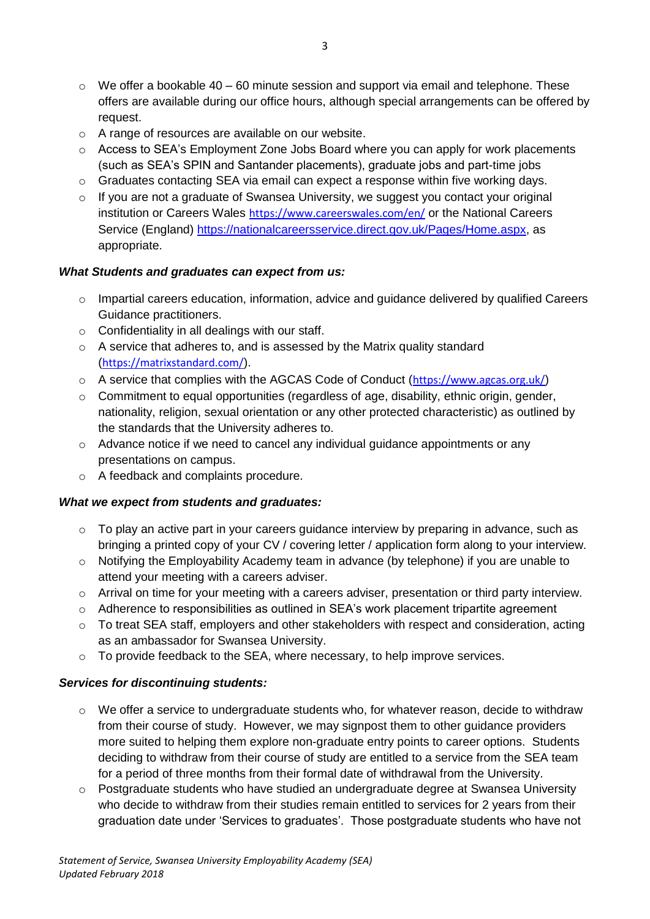- We offer a bookable 40 – 60 minute session and support via email and telephone. These offers are available during our office hours, although special arrangements can be offered by request.
- A range of resources are available on our website.
- Access to SEA's Employment Zone Jobs Board where you can apply for work placements (such as SEA's SPIN and Santander placements), graduate jobs and part-time jobs
- Graduates contacting SEA via email can expect a response within five working days.
- If you are not a graduate of Swansea University, we suggest you contact your original institution or Careers Wales https://www.careerswales.com/en/ or the National Careers Service (England) https://nationalcareersservice.direct.gov.uk/Pages/Home.aspx, as appropriate.

***What Students and graduates can expect from us:***

- Impartial careers education, information, advice and guidance delivered by qualified Careers Guidance practitioners.
- Confidentiality in all dealings with our staff.
- A service that adheres to, and is assessed by the Matrix quality standard (https://matrixstandard.com/).
- A service that complies with the AGCAS Code of Conduct (https://www.agcas.org.uk/)
- Commitment to equal opportunities (regardless of age, disability, ethnic origin, gender, nationality, religion, sexual orientation or any other protected characteristic) as outlined by the standards that the University adheres to.
- Advance notice if we need to cancel any individual guidance appointments or any presentations on campus.
- A feedback and complaints procedure.

***What we expect from students and graduates:***

- To play an active part in your careers guidance interview by preparing in advance, such as bringing a printed copy of your CV / covering letter / application form along to your interview.
- Notifying the Employability Academy team in advance (by telephone) if you are unable to attend your meeting with a careers adviser.
- Arrival on time for your meeting with a careers adviser, presentation or third party interview.
- Adherence to responsibilities as outlined in SEA's work placement tripartite agreement
- To treat SEA staff, employers and other stakeholders with respect and consideration, acting as an ambassador for Swansea University.
- To provide feedback to the SEA, where necessary, to help improve services.

***Services for discontinuing students:***

- We offer a service to undergraduate students who, for whatever reason, decide to withdraw from their course of study. However, we may signpost them to other guidance providers more suited to helping them explore non-graduate entry points to career options. Students deciding to withdraw from their course of study are entitled to a service from the SEA team for a period of three months from their formal date of withdrawal from the University.
- Postgraduate students who have studied an undergraduate degree at Swansea University who decide to withdraw from their studies remain entitled to services for 2 years from their graduation date under 'Services to graduates'. Those postgraduate students who have not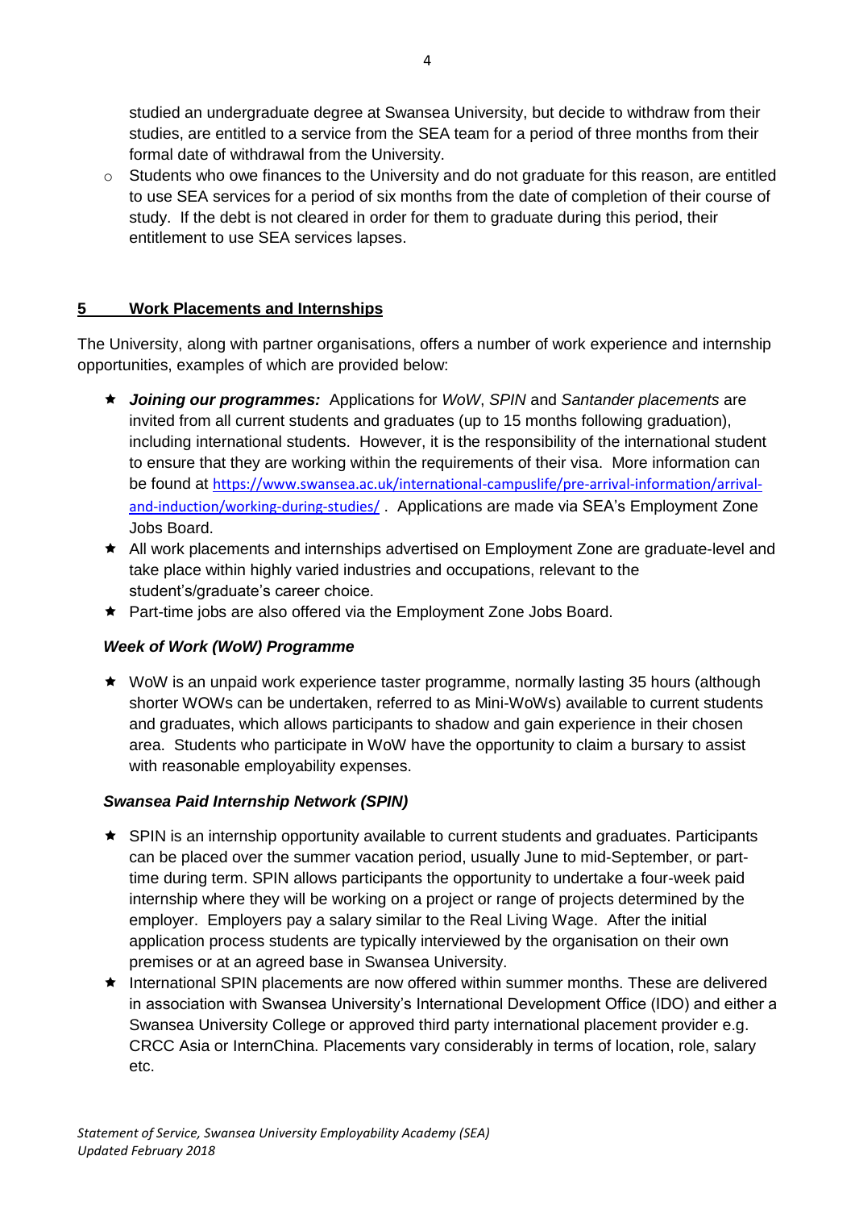studied an undergraduate degree at Swansea University, but decide to withdraw from their studies, are entitled to a service from the SEA team for a period of three months from their formal date of withdrawal from the University.

- Students who owe finances to the University and do not graduate for this reason, are entitled to use SEA services for a period of six months from the date of completion of their course of study. If the debt is not cleared in order for them to graduate during this period, their entitlement to use SEA services lapses.

## 5 Work Placements and Internships

The University, along with partner organisations, offers a number of work experience and internship opportunities, examples of which are provided below:

- ***Joining our programmes:*** Applications for *WoW*, *SPIN* and *Santander placements* are invited from all current students and graduates (up to 15 months following graduation), including international students. However, it is the responsibility of the international student to ensure that they are working within the requirements of their visa. More information can be found at https://www.swansea.ac.uk/international-campuslife/pre-arrival-information/arrival-and-induction/working-during-studies/ . Applications are made via SEA's Employment Zone Jobs Board.
- All work placements and internships advertised on Employment Zone are graduate-level and take place within highly varied industries and occupations, relevant to the student's/graduate's career choice.
- Part-time jobs are also offered via the Employment Zone Jobs Board.

### *Week of Work (WoW) Programme*

- WoW is an unpaid work experience taster programme, normally lasting 35 hours (although shorter WOWs can be undertaken, referred to as Mini-WoWs) available to current students and graduates, which allows participants to shadow and gain experience in their chosen area. Students who participate in WoW have the opportunity to claim a bursary to assist with reasonable employability expenses.

### *Swansea Paid Internship Network (SPIN)*

- SPIN is an internship opportunity available to current students and graduates. Participants can be placed over the summer vacation period, usually June to mid-September, or part-time during term. SPIN allows participants the opportunity to undertake a four-week paid internship where they will be working on a project or range of projects determined by the employer. Employers pay a salary similar to the Real Living Wage. After the initial application process students are typically interviewed by the organisation on their own premises or at an agreed base in Swansea University.
- International SPIN placements are now offered within summer months. These are delivered in association with Swansea University's International Development Office (IDO) and either a Swansea University College or approved third party international placement provider e.g. CRCC Asia or InternChina. Placements vary considerably in terms of location, role, salary etc.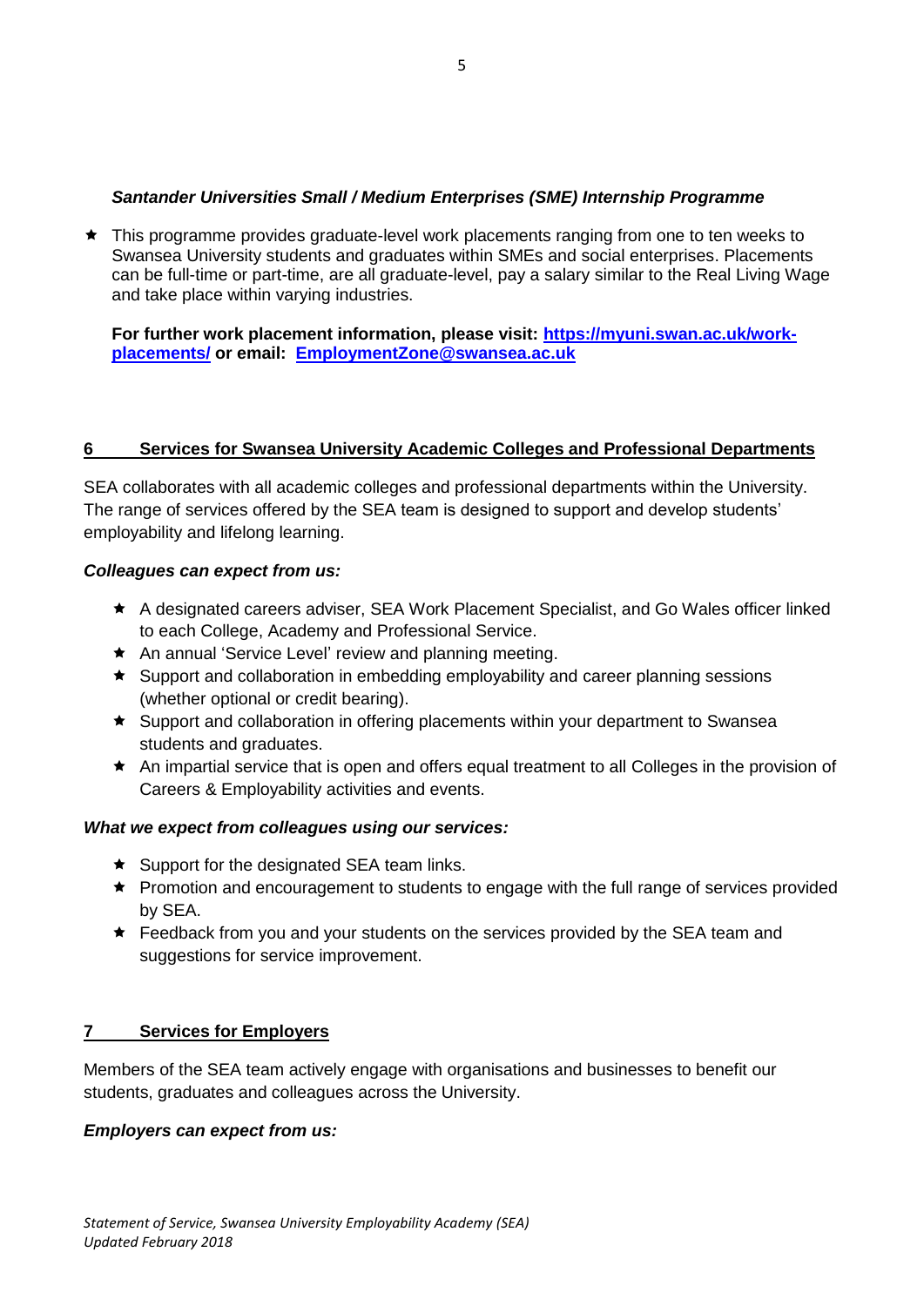***Santander Universities Small / Medium Enterprises (SME) Internship Programme***

- ★ This programme provides graduate-level work placements ranging from one to ten weeks to Swansea University students and graduates within SMEs and social enterprises. Placements can be full-time or part-time, are all graduate-level, pay a salary similar to the Real Living Wage and take place within varying industries.

  **For further work placement information, please visit: [https://myuni.swan.ac.uk/work-placements/](https://myuni.swan.ac.uk/work-placements/) or email: [EmploymentZone@swansea.ac.uk](mailto:EmploymentZone@swansea.ac.uk)**

## 6 Services for Swansea University Academic Colleges and Professional Departments

SEA collaborates with all academic colleges and professional departments within the University. The range of services offered by the SEA team is designed to support and develop students' employability and lifelong learning.

***Colleagues can expect from us:***

- ★ A designated careers adviser, SEA Work Placement Specialist, and Go Wales officer linked to each College, Academy and Professional Service.
- ★ An annual 'Service Level' review and planning meeting.
- ★ Support and collaboration in embedding employability and career planning sessions (whether optional or credit bearing).
- ★ Support and collaboration in offering placements within your department to Swansea students and graduates.
- ★ An impartial service that is open and offers equal treatment to all Colleges in the provision of Careers & Employability activities and events.

***What we expect from colleagues using our services:***

- ★ Support for the designated SEA team links.
- ★ Promotion and encouragement to students to engage with the full range of services provided by SEA.
- ★ Feedback from you and your students on the services provided by the SEA team and suggestions for service improvement.

## 7 Services for Employers

Members of the SEA team actively engage with organisations and businesses to benefit our students, graduates and colleagues across the University.

***Employers can expect from us:***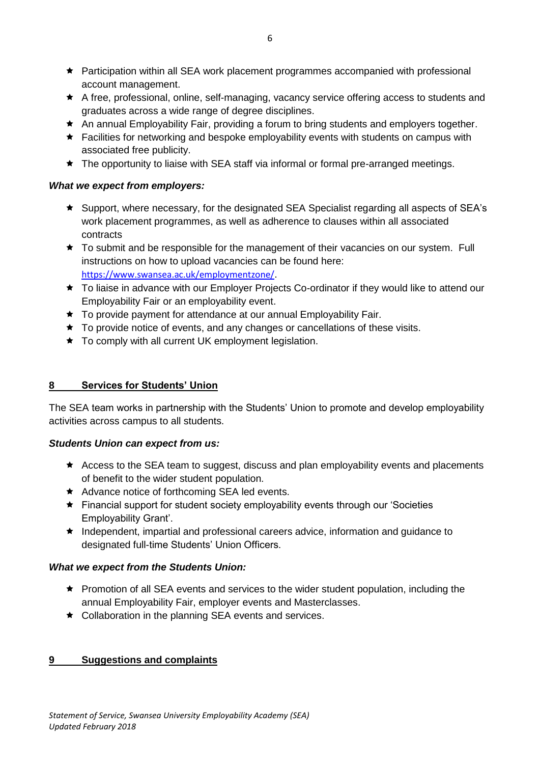- Participation within all SEA work placement programmes accompanied with professional account management.
- A free, professional, online, self-managing, vacancy service offering access to students and graduates across a wide range of degree disciplines.
- An annual Employability Fair, providing a forum to bring students and employers together.
- Facilities for networking and bespoke employability events with students on campus with associated free publicity.
- The opportunity to liaise with SEA staff via informal or formal pre-arranged meetings.

***What we expect from employers:***

- Support, where necessary, for the designated SEA Specialist regarding all aspects of SEA's work placement programmes, as well as adherence to clauses within all associated contracts
- To submit and be responsible for the management of their vacancies on our system. Full instructions on how to upload vacancies can be found here: https://www.swansea.ac.uk/employmentzone/.
- To liaise in advance with our Employer Projects Co-ordinator if they would like to attend our Employability Fair or an employability event.
- To provide payment for attendance at our annual Employability Fair.
- To provide notice of events, and any changes or cancellations of these visits.
- To comply with all current UK employment legislation.

## 8 Services for Students' Union

The SEA team works in partnership with the Students' Union to promote and develop employability activities across campus to all students.

***Students Union can expect from us:***

- Access to the SEA team to suggest, discuss and plan employability events and placements of benefit to the wider student population.
- Advance notice of forthcoming SEA led events.
- Financial support for student society employability events through our 'Societies Employability Grant'.
- Independent, impartial and professional careers advice, information and guidance to designated full-time Students' Union Officers.

***What we expect from the Students Union:***

- Promotion of all SEA events and services to the wider student population, including the annual Employability Fair, employer events and Masterclasses.
- Collaboration in the planning SEA events and services.

## 9 Suggestions and complaints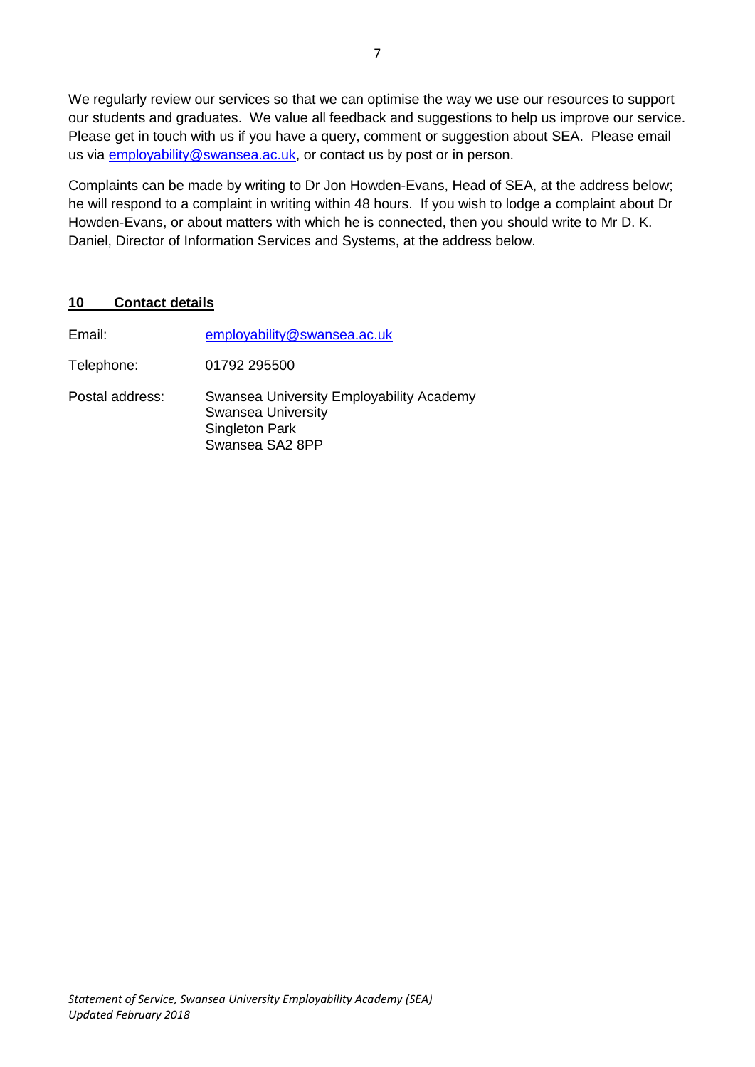We regularly review our services so that we can optimise the way we use our resources to support our students and graduates. We value all feedback and suggestions to help us improve our service. Please get in touch with us if you have a query, comment or suggestion about SEA. Please email us via employability@swansea.ac.uk, or contact us by post or in person.

Complaints can be made by writing to Dr Jon Howden-Evans, Head of SEA, at the address below; he will respond to a complaint in writing within 48 hours. If you wish to lodge a complaint about Dr Howden-Evans, or about matters with which he is connected, then you should write to Mr D. K. Daniel, Director of Information Services and Systems, at the address below.

## 10 Contact details

| | |
|---|---|
| Email: | employability@swansea.ac.uk |
| Telephone: | 01792 295500 |
| Postal address: | Swansea University Employability Academy<br>Swansea University<br>Singleton Park<br>Swansea SA2 8PP |

*Statement of Service, Swansea University Employability Academy (SEA)*
*Updated February 2018*